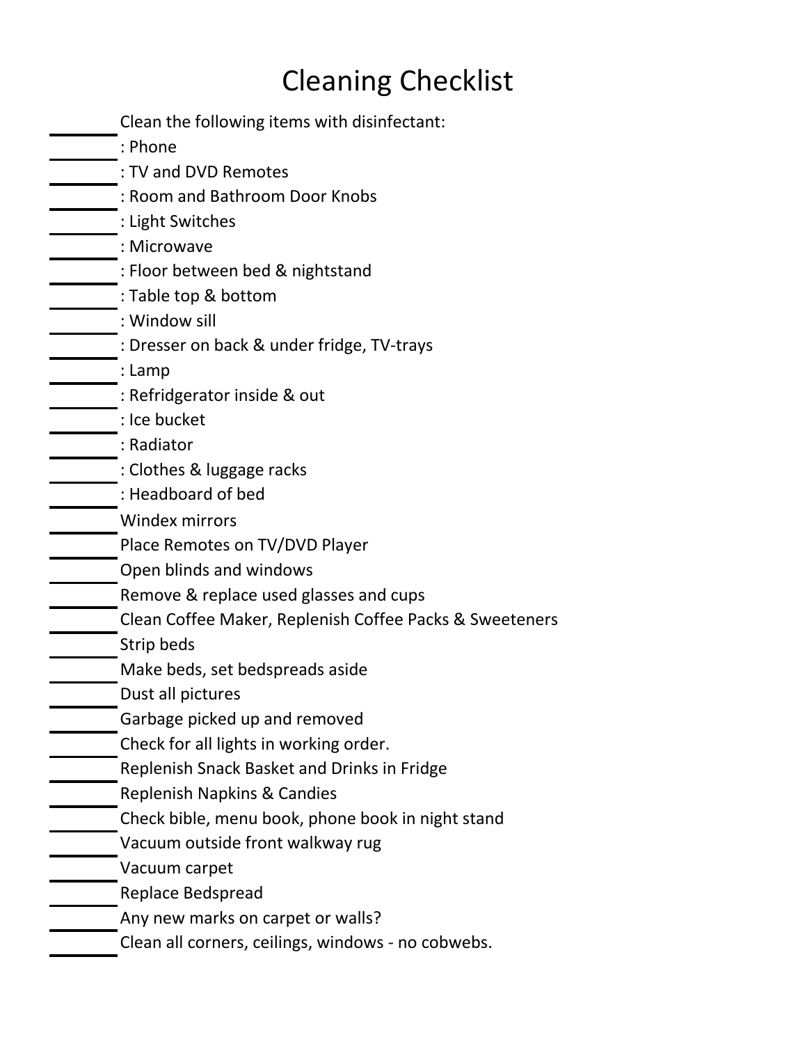# Cleaning Checklist

- [ ] Clean the following items with disinfectant:
- [ ] : Phone
- [ ] : TV and DVD Remotes
- [ ] : Room and Bathroom Door Knobs
- [ ] : Light Switches
- [ ] : Microwave
- [ ] : Floor between bed & nightstand
- [ ] : Table top & bottom
- [ ] : Window sill
- [ ] : Dresser on back & under fridge, TV-trays
- [ ] : Lamp
- [ ] : Refridgerator inside & out
- [ ] : Ice bucket
- [ ] : Radiator
- [ ] : Clothes & luggage racks
- [ ] : Headboard of bed
- [ ] Windex mirrors
- [ ] Place Remotes on TV/DVD Player
- [ ] Open blinds and windows
- [ ] Remove & replace used glasses and cups
- [ ] Clean Coffee Maker, Replenish Coffee Packs & Sweeteners
- [ ] Strip beds
- [ ] Make beds, set bedspreads aside
- [ ] Dust all pictures
- [ ] Garbage picked up and removed
- [ ] Check for all lights in working order.
- [ ] Replenish Snack Basket and Drinks in Fridge
- [ ] Replenish Napkins & Candies
- [ ] Check bible, menu book, phone book in night stand
- [ ] Vacuum outside front walkway rug
- [ ] Vacuum carpet
- [ ] Replace Bedspread
- [ ] Any new marks on carpet or walls?
- [ ] Clean all corners, ceilings, windows - no cobwebs.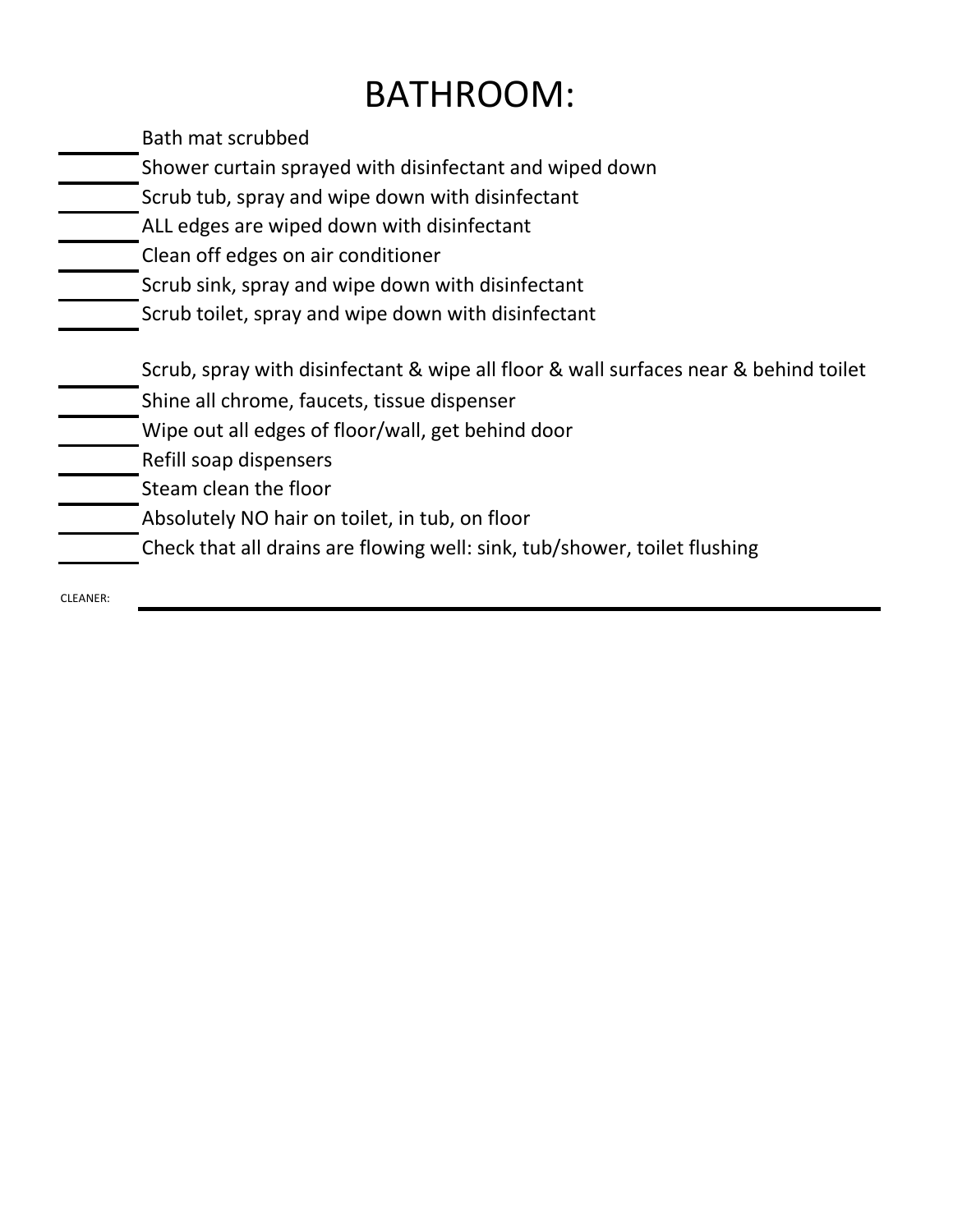# BATHROOM:

_______ Bath mat scrubbed
_______ Shower curtain sprayed with disinfectant and wiped down
_______ Scrub tub, spray and wipe down with disinfectant
_______ ALL edges are wiped down with disinfectant
_______ Clean off edges on air conditioner
_______ Scrub sink, spray and wipe down with disinfectant
_______ Scrub toilet, spray and wipe down with disinfectant

_______ Scrub, spray with disinfectant & wipe all floor & wall surfaces near & behind toilet
_______ Shine all chrome, faucets, tissue dispenser
_______ Wipe out all edges of floor/wall, get behind door
_______ Refill soap dispensers
_______ Steam clean the floor
_______ Absolutely NO hair on toilet, in tub, on floor
_______ Check that all drains are flowing well: sink, tub/shower, toilet flushing

CLEANER: ____________________________________________